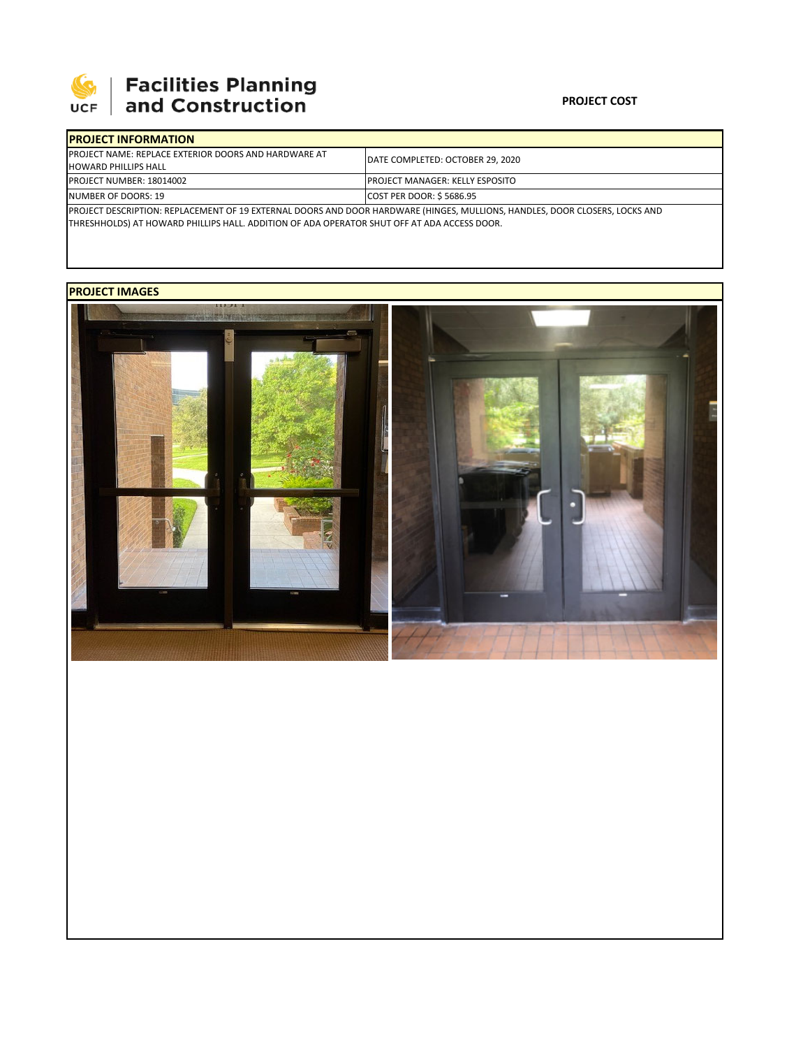# Facilities Planning and Construction

**PROJECT COST**

| PROJECT INFORMATION | |
|---|---|
| PROJECT NAME: REPLACE EXTERIOR DOORS AND HARDWARE AT HOWARD PHILLIPS HALL | DATE COMPLETED: OCTOBER 29, 2020 |
| PROJECT NUMBER: 18014002 | PROJECT MANAGER: KELLY ESPOSITO |
| NUMBER OF DOORS: 19 | COST PER DOOR: $ 5686.95 |

PROJECT DESCRIPTION: REPLACEMENT OF 19 EXTERNAL DOORS AND DOOR HARDWARE (HINGES, MULLIONS, HANDLES, DOOR CLOSERS, LOCKS AND THRESHHOLDS) AT HOWARD PHILLIPS HALL. ADDITION OF ADA OPERATOR SHUT OFF AT ADA ACCESS DOOR.

## PROJECT IMAGES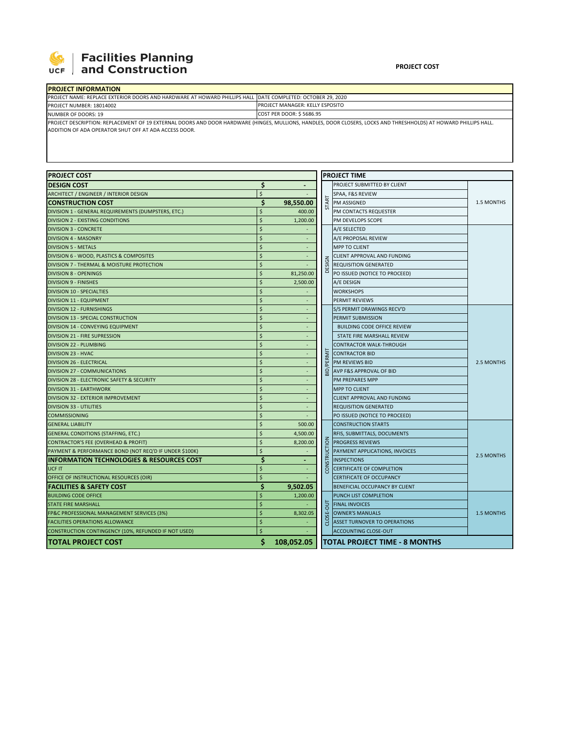**Facilities Planning and Construction**

**PROJECT COST**

| PROJECT INFORMATION | |
|---|---|
| PROJECT NAME: REPLACE EXTERIOR DOORS AND HARDWARE AT HOWARD PHILLIPS HALL | DATE COMPLETED: OCTOBER 29, 2020 |
| PROJECT NUMBER: 18014002 | PROJECT MANAGER: KELLY ESPOSITO |
| NUMBER OF DOORS: 19 | COST PER DOOR: $ 5686.95 |

PROJECT DESCRIPTION: REPLACEMENT OF 19 EXTERNAL DOORS AND DOOR HARDWARE (HINGES, MULLIONS, HANDLES, DOOR CLOSERS, LOCKS AND THRESHHOLDS) AT HOWARD PHILLIPS HALL. ADDITION OF ADA OPERATOR SHUT OFF AT ADA ACCESS DOOR.

| PROJECT COST | | |
|---|---|---|
| **DESIGN COST** | **$** | **-** |
| ARCHITECT / ENGINEER / INTERIOR DESIGN | $ | - |
| **CONSTRUCTION COST** | **$** | **98,550.00** |
| DIVISION 1 - GENERAL REQUIREMENTS (DUMPSTERS, ETC.) | $ | 400.00 |
| DIVISION 2 - EXISTING CONDITIONS | $ | 1,200.00 |
| DIVISION 3 - CONCRETE | $ | - |
| DIVISION 4 - MASONRY | $ | - |
| DIVISION 5 - METALS | $ | - |
| DIVISION 6 - WOOD, PLASTICS & COMPOSITES | $ | - |
| DIVISION 7 - THERMAL & MOISTURE PROTECTION | $ | - |
| DIVISION 8 - OPENINGS | $ | 81,250.00 |
| DIVISION 9 - FINISHES | $ | 2,500.00 |
| DIVISION 10 - SPECIALTIES | $ | - |
| DIVISION 11 - EQUIPMENT | $ | - |
| DIVISION 12 - FURNISHINGS | $ | - |
| DIVISION 13 - SPECIAL CONSTRUCTION | $ | - |
| DIVISION 14 - CONVEYING EQUIPMENT | $ | - |
| DIVISION 21 - FIRE SUPRESSION | $ | - |
| DIVISION 22 - PLUMBING | $ | - |
| DIVISION 23 - HVAC | $ | - |
| DIVISION 26 - ELECTRICAL | $ | - |
| DIVISION 27 - COMMUNICATIONS | $ | - |
| DIVISION 28 - ELECTRONIC SAFETY & SECURITY | $ | - |
| DIVISION 31 - EARTHWORK | $ | - |
| DIVISION 32 - EXTERIOR IMPROVEMENT | $ | - |
| DIVISION 33 - UTILITIES | $ | - |
| COMMISSIONING | $ | - |
| GENERAL LIABILITY | $ | 500.00 |
| GENERAL CONDITIONS (STAFFING, ETC.) | $ | 4,500.00 |
| CONTRACTOR'S FEE (OVERHEAD & PROFIT) | $ | 8,200.00 |
| PAYMENT & PERFORMANCE BOND (NOT REQ'D IF UNDER $100K) | $ | - |
| **INFORMATION TECHNOLOGIES & RESOURCES COST** | **$** | **-** |
| UCF IT | $ | - |
| OFFICE OF INSTRUCTIONAL RESOURCES (OIR) | $ | - |
| **FACILITIES & SAFETY COST** | **$** | **9,502.05** |
| BUILDING CODE OFFICE | $ | 1,200.00 |
| STATE FIRE MARSHALL | $ | - |
| FP&C PROFESSIONAL MANAGEMENT SERVICES (3%) | $ | 8,302.05 |
| FACILITIES OPERATIONS ALLOWANCE | $ | - |
| CONSTRUCTION CONTINGENCY (10%, REFUNDED IF NOT USED) | $ | - |
| **TOTAL PROJECT COST** | **$** | **108,052.05** |

| PROJECT TIME | | |
|---|---|---|
| START | PROJECT SUBMITTED BY CLIENT | 1.5 MONTHS |
| | SPAA, F&S REVIEW | |
| | PM ASSIGNED | |
| | PM CONTACTS REQUESTER | |
| | PM DEVELOPS SCOPE | |
| DESIGN | A/E SELECTED | |
| | A/E PROPOSAL REVIEW | |
| | MPP TO CLIENT | |
| | CLIENT APPROVAL AND FUNDING | |
| | REQUISITION GENERATED | |
| | PO ISSUED (NOTICE TO PROCEED) | |
| | A/E DESIGN | |
| | WORKSHOPS | |
| | PERMIT REVIEWS | |
| BID/PERMIT | S/S PERMIT DRAWINGS RECV'D | 2.5 MONTHS |
| | PERMIT SUBMISSION | |
| | BUILDING CODE OFFICE REVIEW | |
| | STATE FIRE MARSHALL REVIEW | |
| | CONTRACTOR WALK-THROUGH | |
| | CONTRACTOR BID | |
| | PM REVIEWS BID | |
| | AVP F&S APPROVAL OF BID | |
| | PM PREPARES MPP | |
| | MPP TO CLIENT | |
| | CLIENT APPROVAL AND FUNDING | |
| | REQUISITION GENERATED | |
| | PO ISSUED (NOTICE TO PROCEED) | |
| CONSTRUCTION | CONSTRUCTION STARTS | 2.5 MONTHS |
| | RFIS, SUBMITTALS, DOCUMENTS | |
| | PROGRESS REVIEWS | |
| | PAYMENT APPLICATIONS, INVOICES | |
| | INSPECTIONS | |
| | CERTIFICATE OF COMPLETION | |
| | CERTIFICATE OF OCCUPANCY | |
| | BENEFICIAL OCCUPANCY BY CLIENT | |
| CLOSE-OUT | PUNCH LIST COMPLETION | 1.5 MONTHS |
| | FINAL INVOICES | |
| | OWNER'S MANUALS | |
| | ASSET TURNOVER TO OPERATIONS | |
| | ACCOUNTING CLOSE-OUT | |
| **TOTAL PROJECT TIME - 8 MONTHS** | | |